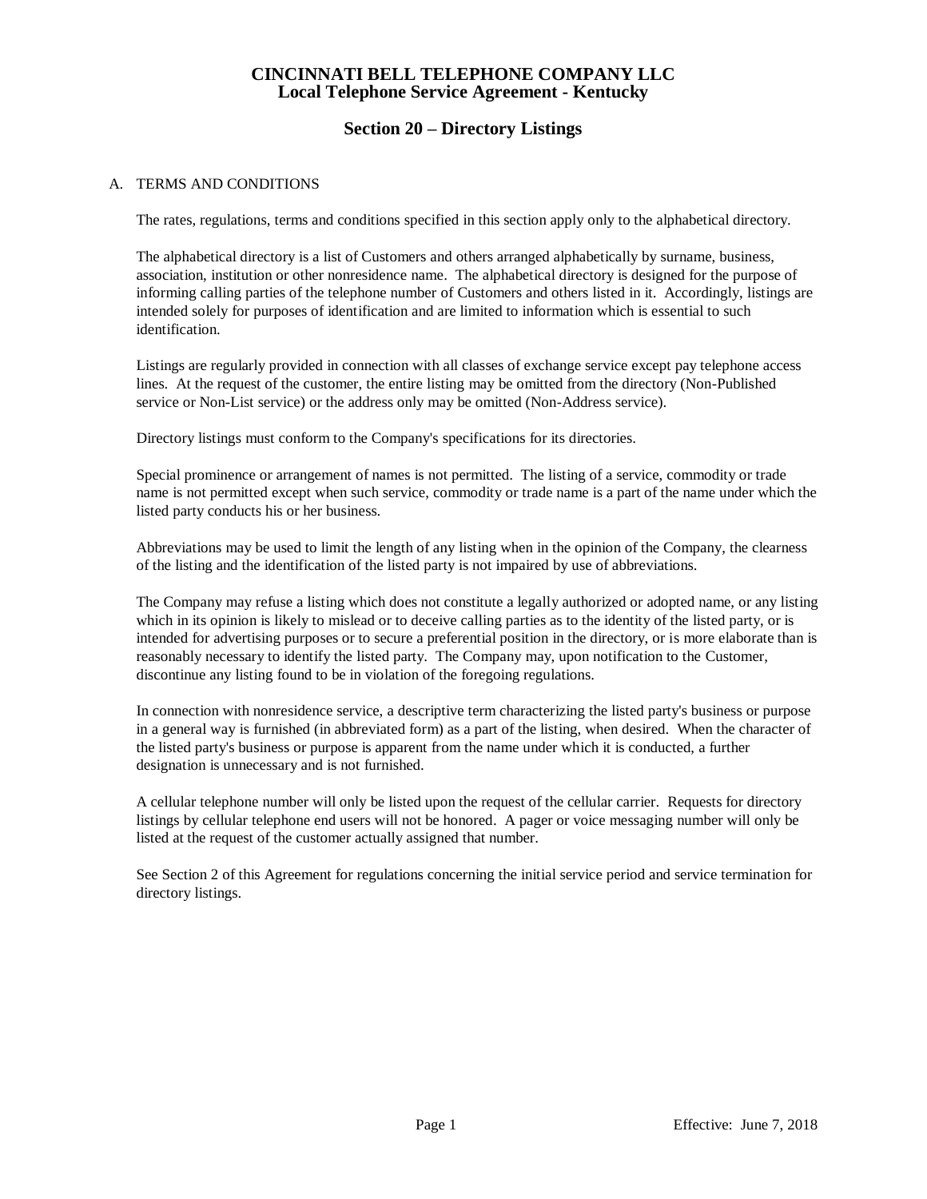# CINCINNATI BELL TELEPHONE COMPANY LLC
## Local Telephone Service Agreement - Kentucky

## Section 20 – Directory Listings

A. TERMS AND CONDITIONS

The rates, regulations, terms and conditions specified in this section apply only to the alphabetical directory.

The alphabetical directory is a list of Customers and others arranged alphabetically by surname, business, association, institution or other nonresidence name. The alphabetical directory is designed for the purpose of informing calling parties of the telephone number of Customers and others listed in it. Accordingly, listings are intended solely for purposes of identification and are limited to information which is essential to such identification.

Listings are regularly provided in connection with all classes of exchange service except pay telephone access lines. At the request of the customer, the entire listing may be omitted from the directory (Non-Published service or Non-List service) or the address only may be omitted (Non-Address service).

Directory listings must conform to the Company's specifications for its directories.

Special prominence or arrangement of names is not permitted. The listing of a service, commodity or trade name is not permitted except when such service, commodity or trade name is a part of the name under which the listed party conducts his or her business.

Abbreviations may be used to limit the length of any listing when in the opinion of the Company, the clearness of the listing and the identification of the listed party is not impaired by use of abbreviations.

The Company may refuse a listing which does not constitute a legally authorized or adopted name, or any listing which in its opinion is likely to mislead or to deceive calling parties as to the identity of the listed party, or is intended for advertising purposes or to secure a preferential position in the directory, or is more elaborate than is reasonably necessary to identify the listed party. The Company may, upon notification to the Customer, discontinue any listing found to be in violation of the foregoing regulations.

In connection with nonresidence service, a descriptive term characterizing the listed party's business or purpose in a general way is furnished (in abbreviated form) as a part of the listing, when desired. When the character of the listed party's business or purpose is apparent from the name under which it is conducted, a further designation is unnecessary and is not furnished.

A cellular telephone number will only be listed upon the request of the cellular carrier. Requests for directory listings by cellular telephone end users will not be honored. A pager or voice messaging number will only be listed at the request of the customer actually assigned that number.

See Section 2 of this Agreement for regulations concerning the initial service period and service termination for directory listings.

Effective: June 7, 2018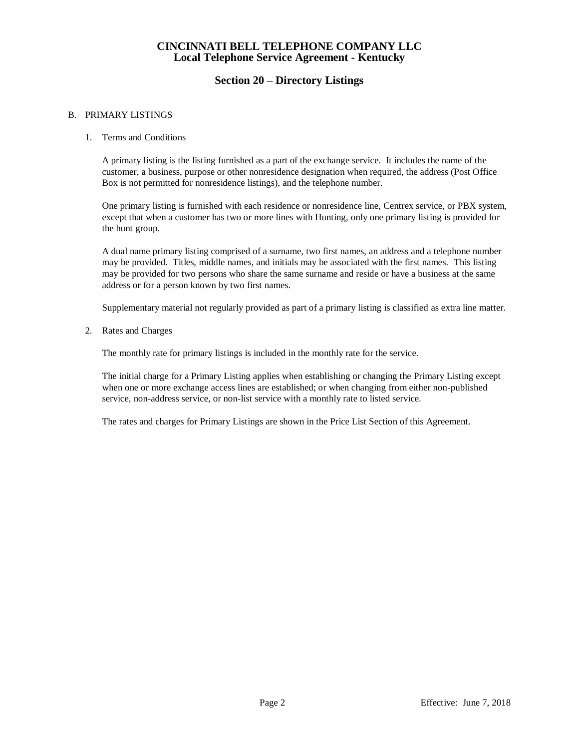# CINCINNATI BELL TELEPHONE COMPANY LLC
## Local Telephone Service Agreement - Kentucky

## Section 20 – Directory Listings

B. PRIMARY LISTINGS

1. Terms and Conditions

   A primary listing is the listing furnished as a part of the exchange service. It includes the name of the customer, a business, purpose or other nonresidence designation when required, the address (Post Office Box is not permitted for nonresidence listings), and the telephone number.

   One primary listing is furnished with each residence or nonresidence line, Centrex service, or PBX system, except that when a customer has two or more lines with Hunting, only one primary listing is provided for the hunt group.

   A dual name primary listing comprised of a surname, two first names, an address and a telephone number may be provided. Titles, middle names, and initials may be associated with the first names. This listing may be provided for two persons who share the same surname and reside or have a business at the same address or for a person known by two first names.

   Supplementary material not regularly provided as part of a primary listing is classified as extra line matter.

2. Rates and Charges

   The monthly rate for primary listings is included in the monthly rate for the service.

   The initial charge for a Primary Listing applies when establishing or changing the Primary Listing except when one or more exchange access lines are established; or when changing from either non-published service, non-address service, or non-list service with a monthly rate to listed service.

   The rates and charges for Primary Listings are shown in the Price List Section of this Agreement.

Effective: June 7, 2018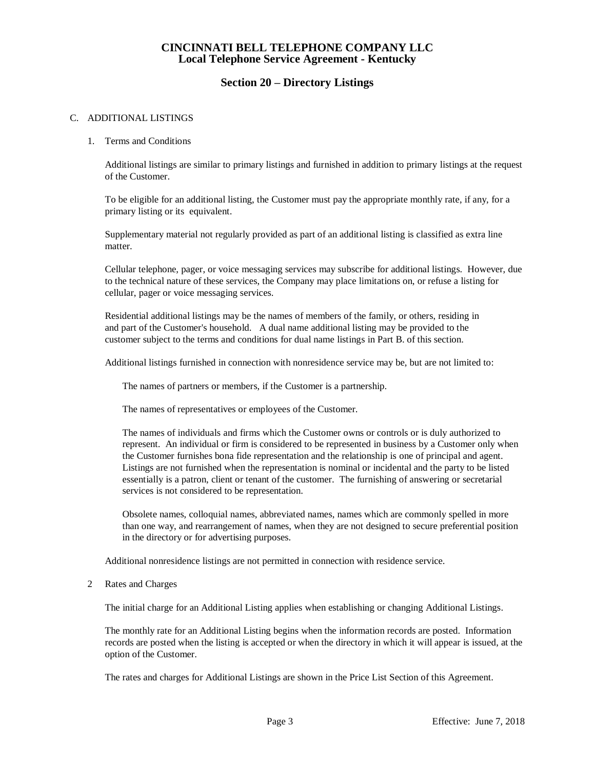# CINCINNATI BELL TELEPHONE COMPANY LLC
## Local Telephone Service Agreement - Kentucky

## Section 20 – Directory Listings

C. ADDITIONAL LISTINGS

1. Terms and Conditions

   Additional listings are similar to primary listings and furnished in addition to primary listings at the request of the Customer.

   To be eligible for an additional listing, the Customer must pay the appropriate monthly rate, if any, for a primary listing or its equivalent.

   Supplementary material not regularly provided as part of an additional listing is classified as extra line matter.

   Cellular telephone, pager, or voice messaging services may subscribe for additional listings. However, due to the technical nature of these services, the Company may place limitations on, or refuse a listing for cellular, pager or voice messaging services.

   Residential additional listings may be the names of members of the family, or others, residing in and part of the Customer's household. A dual name additional listing may be provided to the customer subject to the terms and conditions for dual name listings in Part B. of this section.

   Additional listings furnished in connection with nonresidence service may be, but are not limited to:

   The names of partners or members, if the Customer is a partnership.

   The names of representatives or employees of the Customer.

   The names of individuals and firms which the Customer owns or controls or is duly authorized to represent. An individual or firm is considered to be represented in business by a Customer only when the Customer furnishes bona fide representation and the relationship is one of principal and agent. Listings are not furnished when the representation is nominal or incidental and the party to be listed essentially is a patron, client or tenant of the customer. The furnishing of answering or secretarial services is not considered to be representation.

   Obsolete names, colloquial names, abbreviated names, names which are commonly spelled in more than one way, and rearrangement of names, when they are not designed to secure preferential position in the directory or for advertising purposes.

   Additional nonresidence listings are not permitted in connection with residence service.

2 Rates and Charges

   The initial charge for an Additional Listing applies when establishing or changing Additional Listings.

   The monthly rate for an Additional Listing begins when the information records are posted. Information records are posted when the listing is accepted or when the directory in which it will appear is issued, at the option of the Customer.

   The rates and charges for Additional Listings are shown in the Price List Section of this Agreement.

Effective: June 7, 2018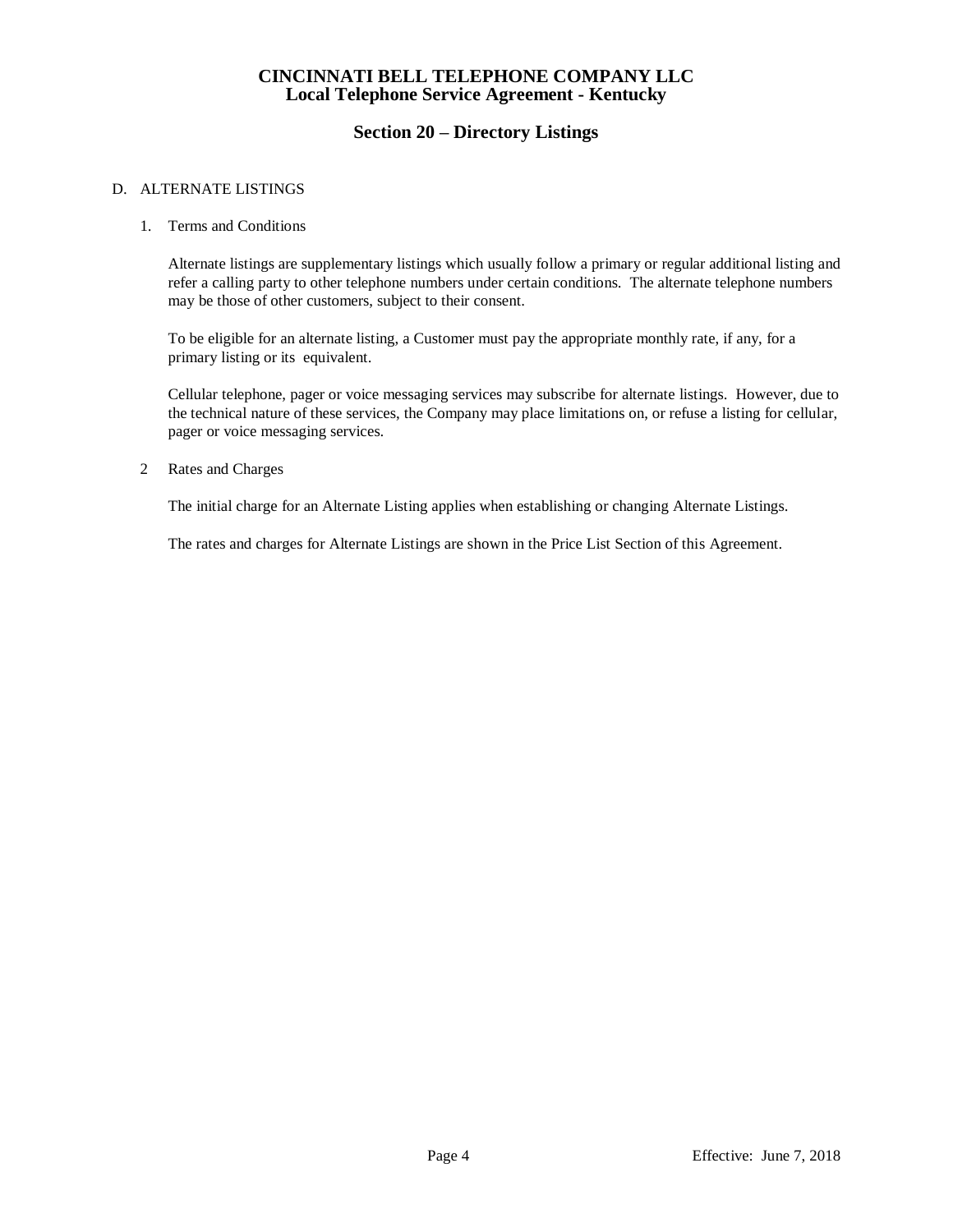# CINCINNATI BELL TELEPHONE COMPANY LLC
## Local Telephone Service Agreement - Kentucky

## Section 20 – Directory Listings

D. ALTERNATE LISTINGS

1. Terms and Conditions

   Alternate listings are supplementary listings which usually follow a primary or regular additional listing and refer a calling party to other telephone numbers under certain conditions. The alternate telephone numbers may be those of other customers, subject to their consent.

   To be eligible for an alternate listing, a Customer must pay the appropriate monthly rate, if any, for a primary listing or its equivalent.

   Cellular telephone, pager or voice messaging services may subscribe for alternate listings. However, due to the technical nature of these services, the Company may place limitations on, or refuse a listing for cellular, pager or voice messaging services.

2 Rates and Charges

   The initial charge for an Alternate Listing applies when establishing or changing Alternate Listings.

   The rates and charges for Alternate Listings are shown in the Price List Section of this Agreement.

Effective: June 7, 2018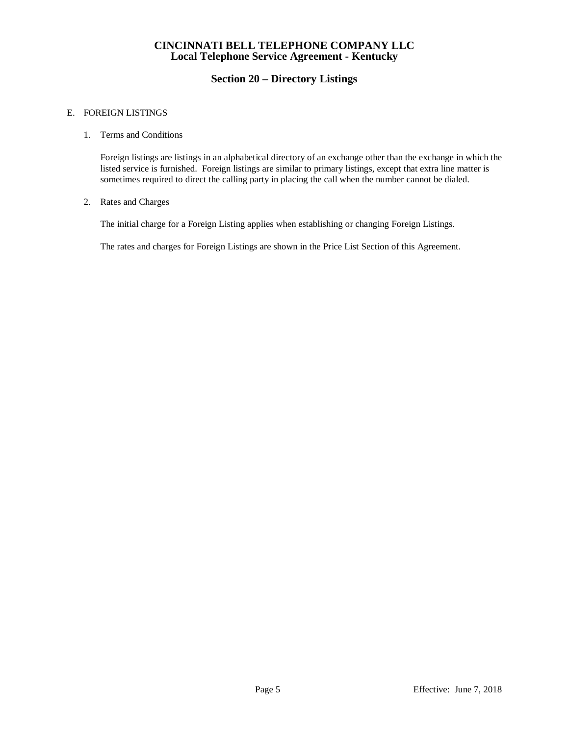## E. FOREIGN LISTINGS

1. Terms and Conditions

   Foreign listings are listings in an alphabetical directory of an exchange other than the exchange in which the listed service is furnished. Foreign listings are similar to primary listings, except that extra line matter is sometimes required to direct the calling party in placing the call when the number cannot be dialed.

2. Rates and Charges

   The initial charge for a Foreign Listing applies when establishing or changing Foreign Listings.

   The rates and charges for Foreign Listings are shown in the Price List Section of this Agreement.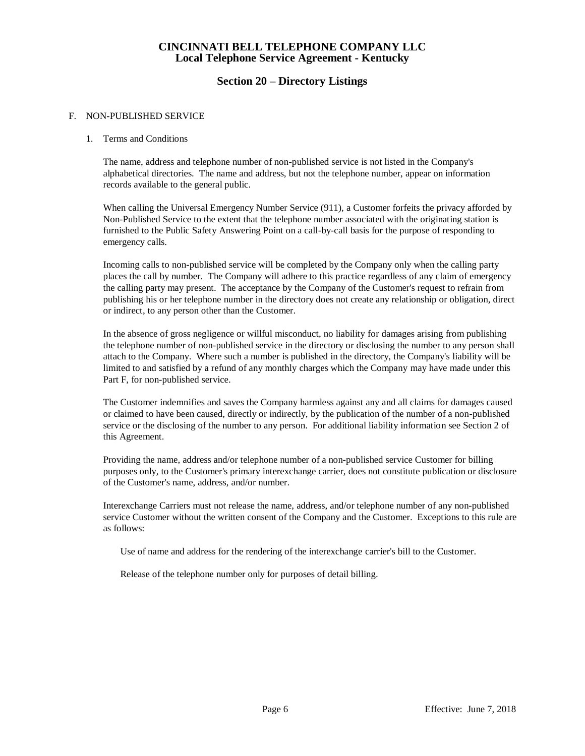# CINCINNATI BELL TELEPHONE COMPANY LLC
## Local Telephone Service Agreement - Kentucky

## Section 20 – Directory Listings

F. NON-PUBLISHED SERVICE

1. Terms and Conditions

   The name, address and telephone number of non-published service is not listed in the Company's alphabetical directories. The name and address, but not the telephone number, appear on information records available to the general public.

   When calling the Universal Emergency Number Service (911), a Customer forfeits the privacy afforded by Non-Published Service to the extent that the telephone number associated with the originating station is furnished to the Public Safety Answering Point on a call-by-call basis for the purpose of responding to emergency calls.

   Incoming calls to non-published service will be completed by the Company only when the calling party places the call by number. The Company will adhere to this practice regardless of any claim of emergency the calling party may present. The acceptance by the Company of the Customer's request to refrain from publishing his or her telephone number in the directory does not create any relationship or obligation, direct or indirect, to any person other than the Customer.

   In the absence of gross negligence or willful misconduct, no liability for damages arising from publishing the telephone number of non-published service in the directory or disclosing the number to any person shall attach to the Company. Where such a number is published in the directory, the Company's liability will be limited to and satisfied by a refund of any monthly charges which the Company may have made under this Part F, for non-published service.

   The Customer indemnifies and saves the Company harmless against any and all claims for damages caused or claimed to have been caused, directly or indirectly, by the publication of the number of a non-published service or the disclosing of the number to any person. For additional liability information see Section 2 of this Agreement.

   Providing the name, address and/or telephone number of a non-published service Customer for billing purposes only, to the Customer's primary interexchange carrier, does not constitute publication or disclosure of the Customer's name, address, and/or number.

   Interexchange Carriers must not release the name, address, and/or telephone number of any non-published service Customer without the written consent of the Company and the Customer. Exceptions to this rule are as follows:

   Use of name and address for the rendering of the interexchange carrier's bill to the Customer.

   Release of the telephone number only for purposes of detail billing.

Effective: June 7, 2018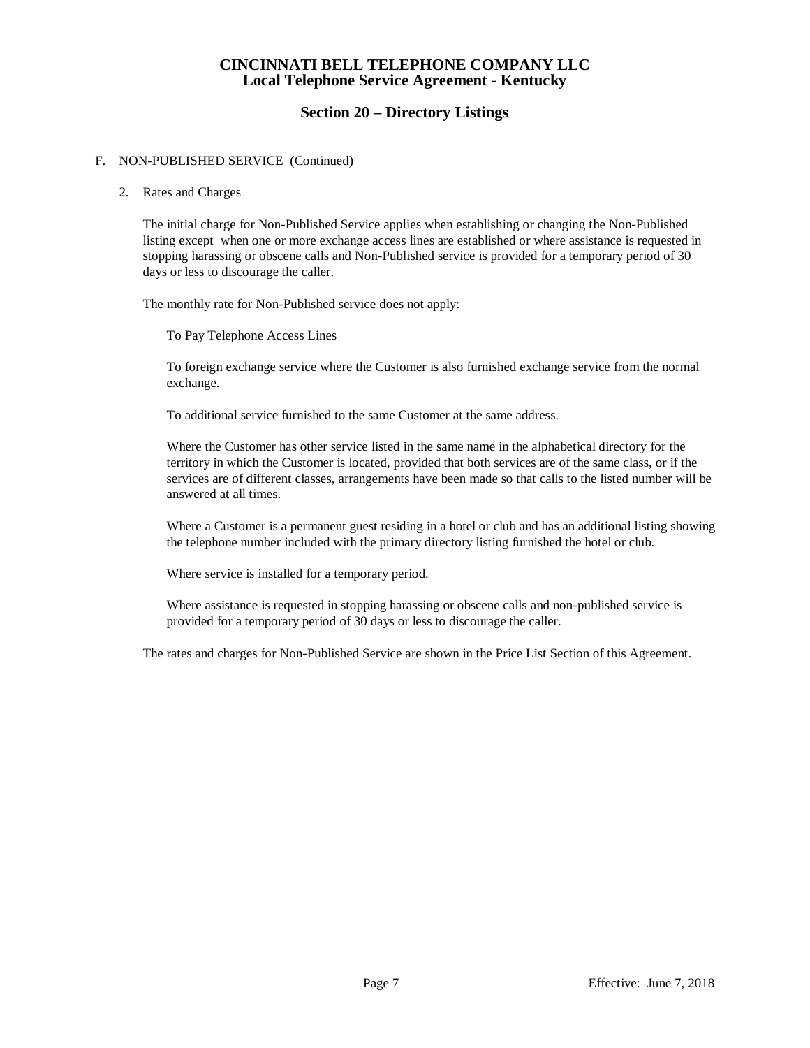F. NON-PUBLISHED SERVICE (Continued)

2. Rates and Charges

The initial charge for Non-Published Service applies when establishing or changing the Non-Published listing except when one or more exchange access lines are established or where assistance is requested in stopping harassing or obscene calls and Non-Published service is provided for a temporary period of 30 days or less to discourage the caller.

The monthly rate for Non-Published service does not apply:

To Pay Telephone Access Lines

To foreign exchange service where the Customer is also furnished exchange service from the normal exchange.

To additional service furnished to the same Customer at the same address.

Where the Customer has other service listed in the same name in the alphabetical directory for the territory in which the Customer is located, provided that both services are of the same class, or if the services are of different classes, arrangements have been made so that calls to the listed number will be answered at all times.

Where a Customer is a permanent guest residing in a hotel or club and has an additional listing showing the telephone number included with the primary directory listing furnished the hotel or club.

Where service is installed for a temporary period.

Where assistance is requested in stopping harassing or obscene calls and non-published service is provided for a temporary period of 30 days or less to discourage the caller.

The rates and charges for Non-Published Service are shown in the Price List Section of this Agreement.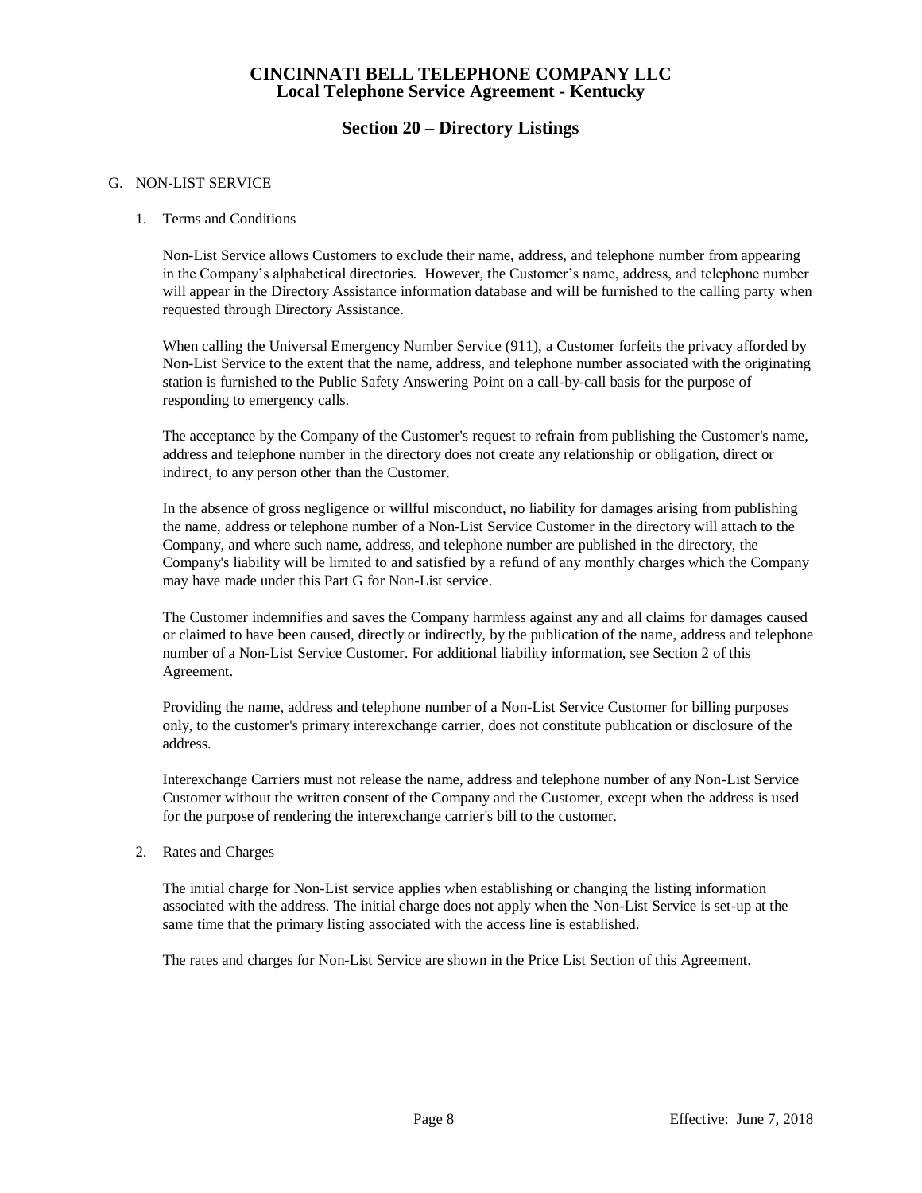# CINCINNATI BELL TELEPHONE COMPANY LLC
## Local Telephone Service Agreement - Kentucky

## Section 20 – Directory Listings

G. NON-LIST SERVICE

1. Terms and Conditions

   Non-List Service allows Customers to exclude their name, address, and telephone number from appearing in the Company's alphabetical directories. However, the Customer's name, address, and telephone number will appear in the Directory Assistance information database and will be furnished to the calling party when requested through Directory Assistance.

   When calling the Universal Emergency Number Service (911), a Customer forfeits the privacy afforded by Non-List Service to the extent that the name, address, and telephone number associated with the originating station is furnished to the Public Safety Answering Point on a call-by-call basis for the purpose of responding to emergency calls.

   The acceptance by the Company of the Customer's request to refrain from publishing the Customer's name, address and telephone number in the directory does not create any relationship or obligation, direct or indirect, to any person other than the Customer.

   In the absence of gross negligence or willful misconduct, no liability for damages arising from publishing the name, address or telephone number of a Non-List Service Customer in the directory will attach to the Company, and where such name, address, and telephone number are published in the directory, the Company's liability will be limited to and satisfied by a refund of any monthly charges which the Company may have made under this Part G for Non-List service.

   The Customer indemnifies and saves the Company harmless against any and all claims for damages caused or claimed to have been caused, directly or indirectly, by the publication of the name, address and telephone number of a Non-List Service Customer. For additional liability information, see Section 2 of this Agreement.

   Providing the name, address and telephone number of a Non-List Service Customer for billing purposes only, to the customer's primary interexchange carrier, does not constitute publication or disclosure of the address.

   Interexchange Carriers must not release the name, address and telephone number of any Non-List Service Customer without the written consent of the Company and the Customer, except when the address is used for the purpose of rendering the interexchange carrier's bill to the customer.

2. Rates and Charges

   The initial charge for Non-List service applies when establishing or changing the listing information associated with the address. The initial charge does not apply when the Non-List Service is set-up at the same time that the primary listing associated with the access line is established.

   The rates and charges for Non-List Service are shown in the Price List Section of this Agreement.

Effective: June 7, 2018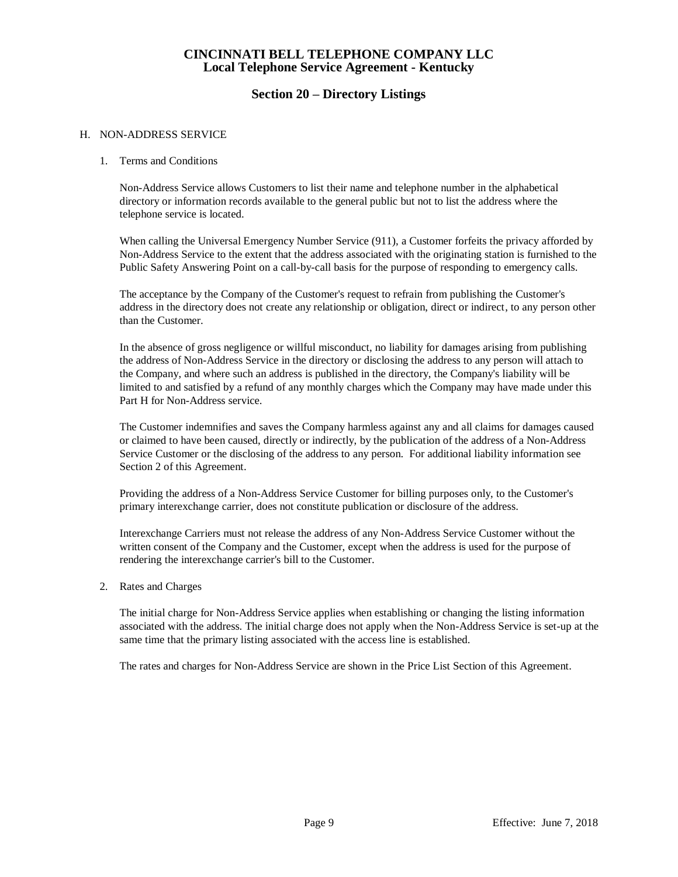# CINCINNATI BELL TELEPHONE COMPANY LLC
## Local Telephone Service Agreement - Kentucky

## Section 20 – Directory Listings

### H. NON-ADDRESS SERVICE

#### 1. Terms and Conditions

Non-Address Service allows Customers to list their name and telephone number in the alphabetical directory or information records available to the general public but not to list the address where the telephone service is located.

When calling the Universal Emergency Number Service (911), a Customer forfeits the privacy afforded by Non-Address Service to the extent that the address associated with the originating station is furnished to the Public Safety Answering Point on a call-by-call basis for the purpose of responding to emergency calls.

The acceptance by the Company of the Customer's request to refrain from publishing the Customer's address in the directory does not create any relationship or obligation, direct or indirect, to any person other than the Customer.

In the absence of gross negligence or willful misconduct, no liability for damages arising from publishing the address of Non-Address Service in the directory or disclosing the address to any person will attach to the Company, and where such an address is published in the directory, the Company's liability will be limited to and satisfied by a refund of any monthly charges which the Company may have made under this Part H for Non-Address service.

The Customer indemnifies and saves the Company harmless against any and all claims for damages caused or claimed to have been caused, directly or indirectly, by the publication of the address of a Non-Address Service Customer or the disclosing of the address to any person. For additional liability information see Section 2 of this Agreement.

Providing the address of a Non-Address Service Customer for billing purposes only, to the Customer's primary interexchange carrier, does not constitute publication or disclosure of the address.

Interexchange Carriers must not release the address of any Non-Address Service Customer without the written consent of the Company and the Customer, except when the address is used for the purpose of rendering the interexchange carrier's bill to the Customer.

#### 2. Rates and Charges

The initial charge for Non-Address Service applies when establishing or changing the listing information associated with the address. The initial charge does not apply when the Non-Address Service is set-up at the same time that the primary listing associated with the access line is established.

The rates and charges for Non-Address Service are shown in the Price List Section of this Agreement.

Effective: June 7, 2018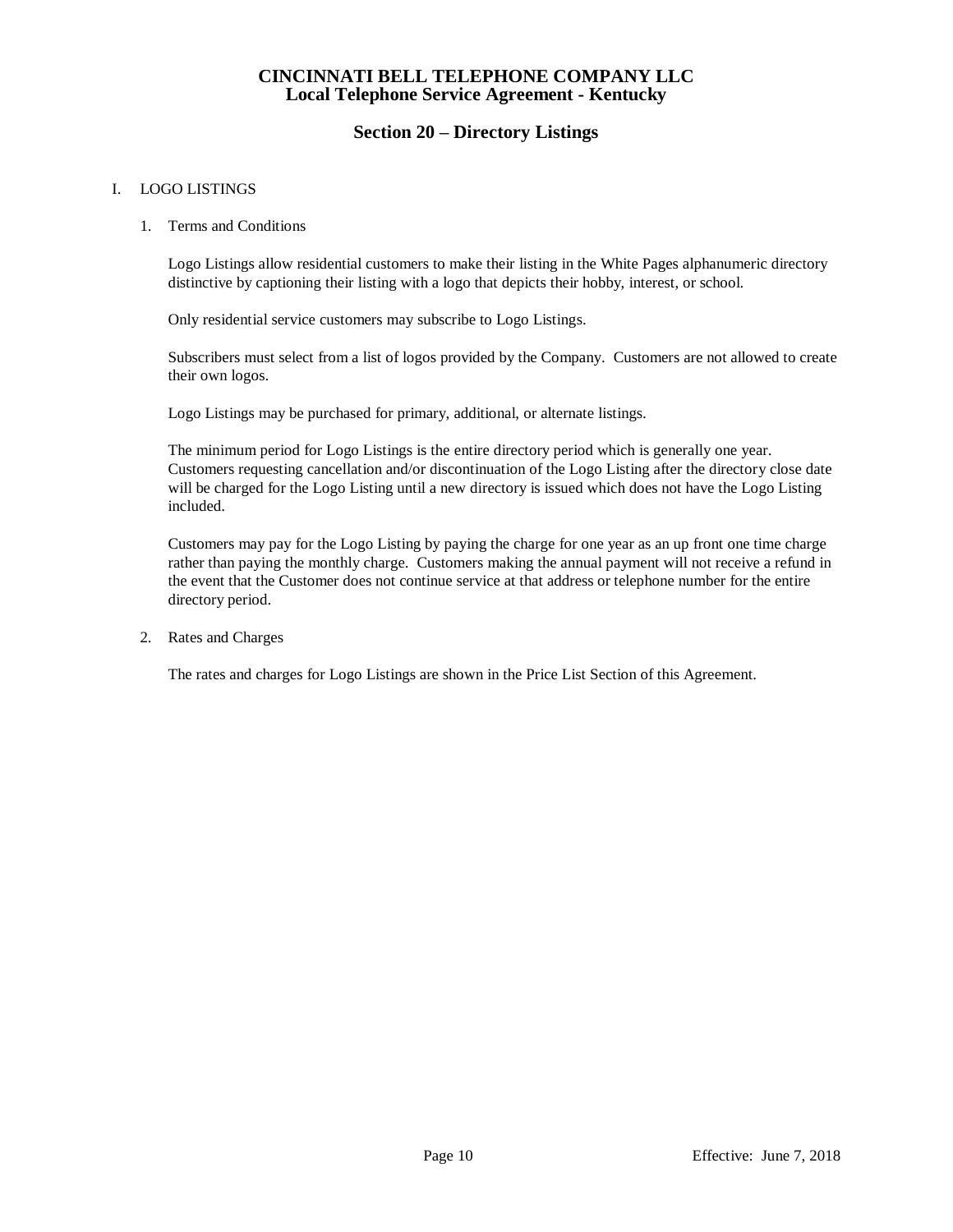# CINCINNATI BELL TELEPHONE COMPANY LLC
## Local Telephone Service Agreement - Kentucky

## Section 20 – Directory Listings

I. LOGO LISTINGS

1. Terms and Conditions

   Logo Listings allow residential customers to make their listing in the White Pages alphanumeric directory distinctive by captioning their listing with a logo that depicts their hobby, interest, or school.

   Only residential service customers may subscribe to Logo Listings.

   Subscribers must select from a list of logos provided by the Company. Customers are not allowed to create their own logos.

   Logo Listings may be purchased for primary, additional, or alternate listings.

   The minimum period for Logo Listings is the entire directory period which is generally one year. Customers requesting cancellation and/or discontinuation of the Logo Listing after the directory close date will be charged for the Logo Listing until a new directory is issued which does not have the Logo Listing included.

   Customers may pay for the Logo Listing by paying the charge for one year as an up front one time charge rather than paying the monthly charge. Customers making the annual payment will not receive a refund in the event that the Customer does not continue service at that address or telephone number for the entire directory period.

2. Rates and Charges

   The rates and charges for Logo Listings are shown in the Price List Section of this Agreement.

Effective: June 7, 2018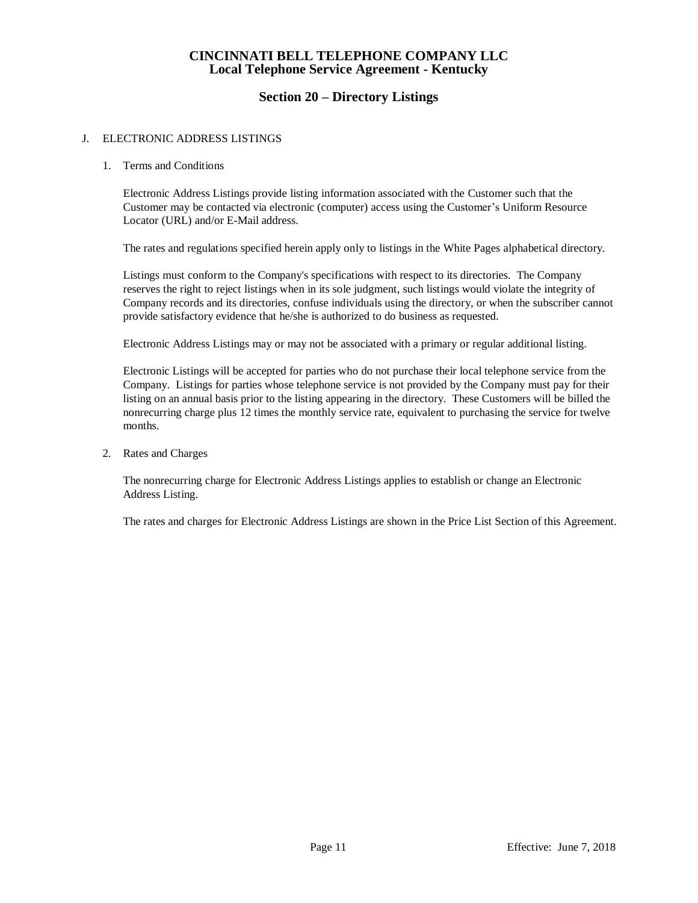# CINCINNATI BELL TELEPHONE COMPANY LLC
## Local Telephone Service Agreement - Kentucky

## Section 20 – Directory Listings

J. ELECTRONIC ADDRESS LISTINGS

1. Terms and Conditions

   Electronic Address Listings provide listing information associated with the Customer such that the Customer may be contacted via electronic (computer) access using the Customer's Uniform Resource Locator (URL) and/or E-Mail address.

   The rates and regulations specified herein apply only to listings in the White Pages alphabetical directory.

   Listings must conform to the Company's specifications with respect to its directories. The Company reserves the right to reject listings when in its sole judgment, such listings would violate the integrity of Company records and its directories, confuse individuals using the directory, or when the subscriber cannot provide satisfactory evidence that he/she is authorized to do business as requested.

   Electronic Address Listings may or may not be associated with a primary or regular additional listing.

   Electronic Listings will be accepted for parties who do not purchase their local telephone service from the Company. Listings for parties whose telephone service is not provided by the Company must pay for their listing on an annual basis prior to the listing appearing in the directory. These Customers will be billed the nonrecurring charge plus 12 times the monthly service rate, equivalent to purchasing the service for twelve months.

2. Rates and Charges

   The nonrecurring charge for Electronic Address Listings applies to establish or change an Electronic Address Listing.

   The rates and charges for Electronic Address Listings are shown in the Price List Section of this Agreement.

Effective: June 7, 2018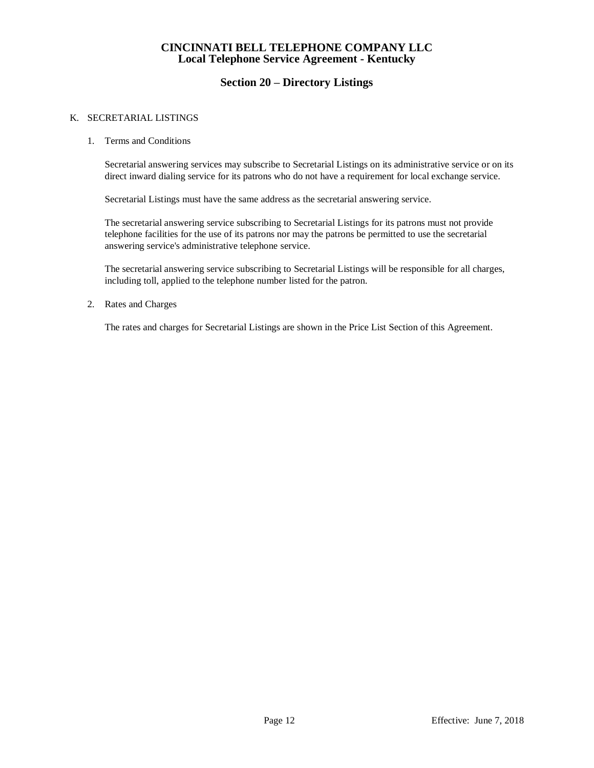## K. SECRETARIAL LISTINGS

### 1. Terms and Conditions

Secretarial answering services may subscribe to Secretarial Listings on its administrative service or on its direct inward dialing service for its patrons who do not have a requirement for local exchange service.

Secretarial Listings must have the same address as the secretarial answering service.

The secretarial answering service subscribing to Secretarial Listings for its patrons must not provide telephone facilities for the use of its patrons nor may the patrons be permitted to use the secretarial answering service's administrative telephone service.

The secretarial answering service subscribing to Secretarial Listings will be responsible for all charges, including toll, applied to the telephone number listed for the patron.

### 2. Rates and Charges

The rates and charges for Secretarial Listings are shown in the Price List Section of this Agreement.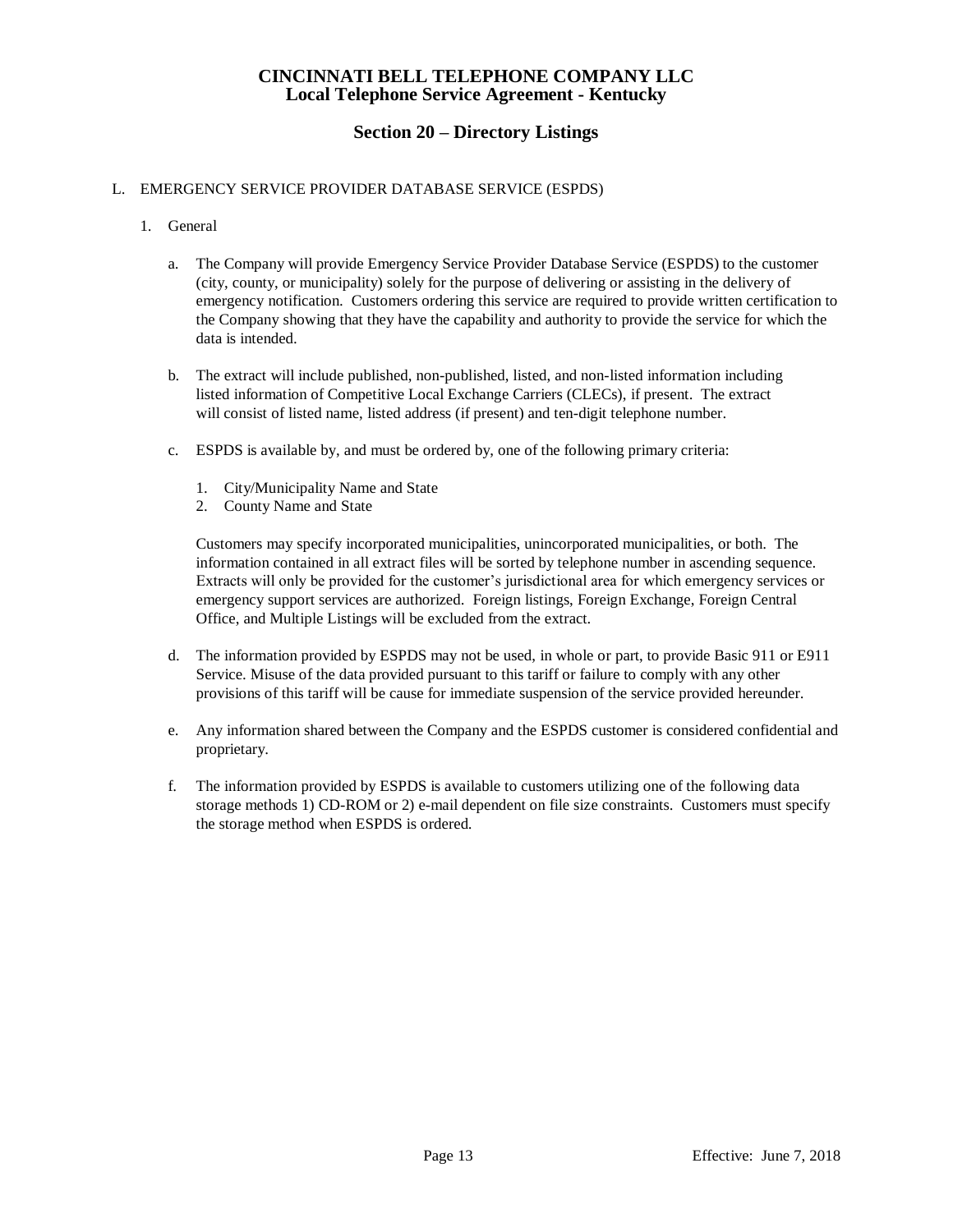# CINCINNATI BELL TELEPHONE COMPANY LLC
## Local Telephone Service Agreement - Kentucky

## Section 20 – Directory Listings

L. EMERGENCY SERVICE PROVIDER DATABASE SERVICE (ESPDS)

1. General

   a. The Company will provide Emergency Service Provider Database Service (ESPDS) to the customer (city, county, or municipality) solely for the purpose of delivering or assisting in the delivery of emergency notification. Customers ordering this service are required to provide written certification to the Company showing that they have the capability and authority to provide the service for which the data is intended.

   b. The extract will include published, non-published, listed, and non-listed information including listed information of Competitive Local Exchange Carriers (CLECs), if present. The extract will consist of listed name, listed address (if present) and ten-digit telephone number.

   c. ESPDS is available by, and must be ordered by, one of the following primary criteria:

      1. City/Municipality Name and State
      2. County Name and State

      Customers may specify incorporated municipalities, unincorporated municipalities, or both. The information contained in all extract files will be sorted by telephone number in ascending sequence. Extracts will only be provided for the customer's jurisdictional area for which emergency services or emergency support services are authorized. Foreign listings, Foreign Exchange, Foreign Central Office, and Multiple Listings will be excluded from the extract.

   d. The information provided by ESPDS may not be used, in whole or part, to provide Basic 911 or E911 Service. Misuse of the data provided pursuant to this tariff or failure to comply with any other provisions of this tariff will be cause for immediate suspension of the service provided hereunder.

   e. Any information shared between the Company and the ESPDS customer is considered confidential and proprietary.

   f. The information provided by ESPDS is available to customers utilizing one of the following data storage methods 1) CD-ROM or 2) e-mail dependent on file size constraints. Customers must specify the storage method when ESPDS is ordered.

Effective: June 7, 2018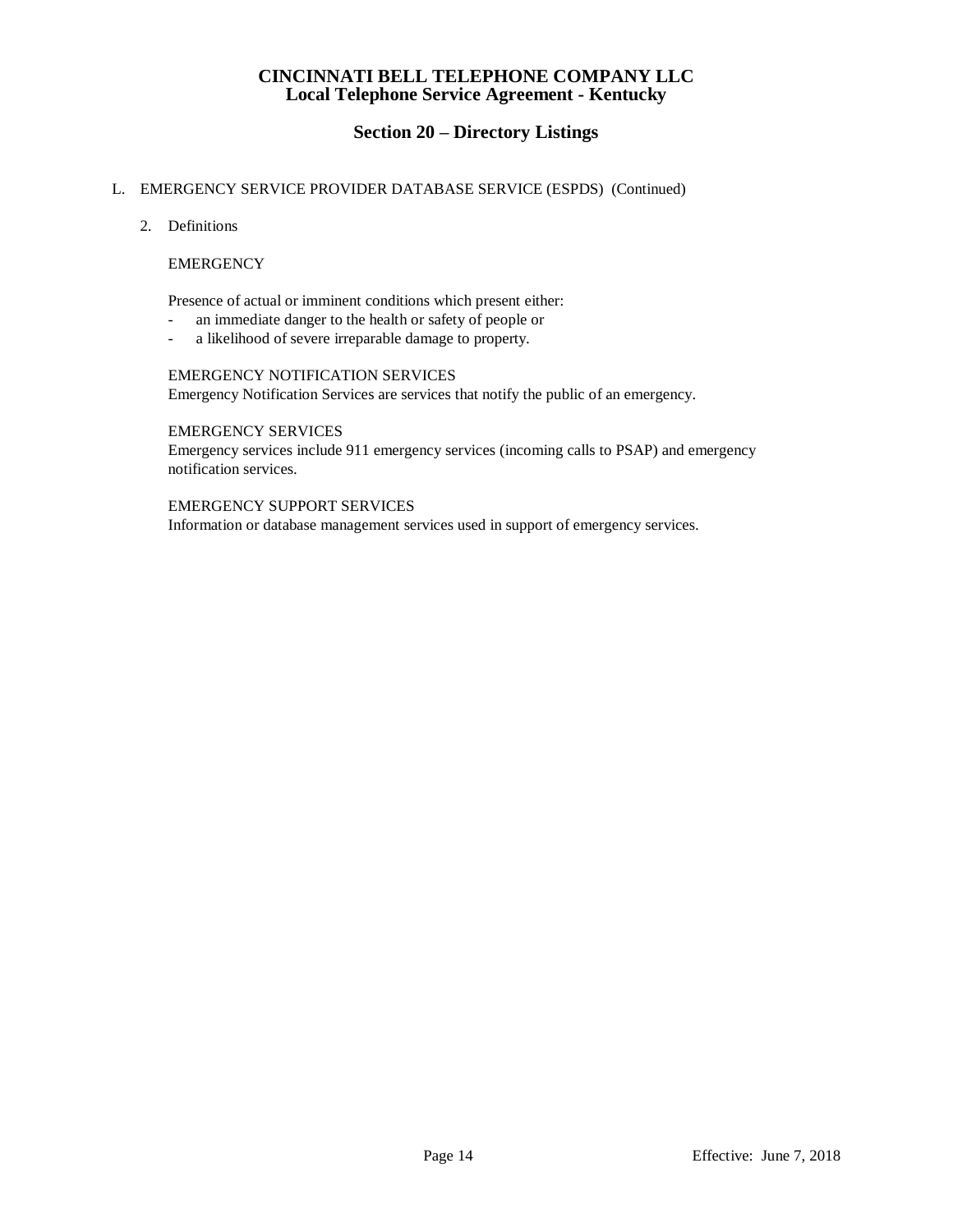# CINCINNATI BELL TELEPHONE COMPANY LLC
## Local Telephone Service Agreement - Kentucky

## Section 20 – Directory Listings

L. EMERGENCY SERVICE PROVIDER DATABASE SERVICE (ESPDS) (Continued)

2. Definitions

EMERGENCY

Presence of actual or imminent conditions which present either:

- an immediate danger to the health or safety of people or
- a likelihood of severe irreparable damage to property.

EMERGENCY NOTIFICATION SERVICES
Emergency Notification Services are services that notify the public of an emergency.

EMERGENCY SERVICES
Emergency services include 911 emergency services (incoming calls to PSAP) and emergency notification services.

EMERGENCY SUPPORT SERVICES
Information or database management services used in support of emergency services.

Effective: June 7, 2018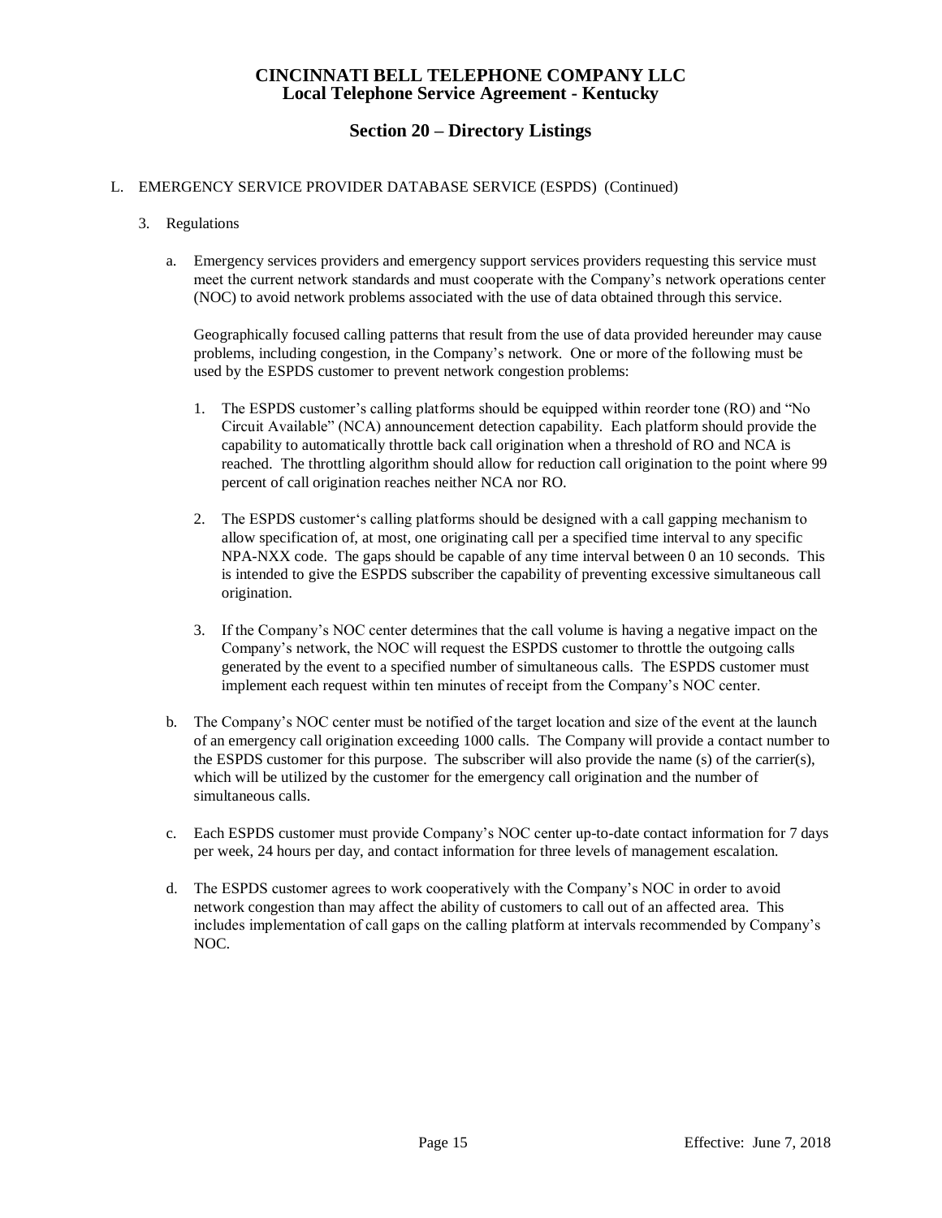# CINCINNATI BELL TELEPHONE COMPANY LLC
## Local Telephone Service Agreement - Kentucky

## Section 20 – Directory Listings

L. EMERGENCY SERVICE PROVIDER DATABASE SERVICE (ESPDS) (Continued)

3. Regulations

   a. Emergency services providers and emergency support services providers requesting this service must meet the current network standards and must cooperate with the Company's network operations center (NOC) to avoid network problems associated with the use of data obtained through this service.

      Geographically focused calling patterns that result from the use of data provided hereunder may cause problems, including congestion, in the Company's network. One or more of the following must be used by the ESPDS customer to prevent network congestion problems:

      1. The ESPDS customer's calling platforms should be equipped within reorder tone (RO) and "No Circuit Available" (NCA) announcement detection capability. Each platform should provide the capability to automatically throttle back call origination when a threshold of RO and NCA is reached. The throttling algorithm should allow for reduction call origination to the point where 99 percent of call origination reaches neither NCA nor RO.

      2. The ESPDS customer's calling platforms should be designed with a call gapping mechanism to allow specification of, at most, one originating call per a specified time interval to any specific NPA-NXX code. The gaps should be capable of any time interval between 0 an 10 seconds. This is intended to give the ESPDS subscriber the capability of preventing excessive simultaneous call origination.

      3. If the Company's NOC center determines that the call volume is having a negative impact on the Company's network, the NOC will request the ESPDS customer to throttle the outgoing calls generated by the event to a specified number of simultaneous calls. The ESPDS customer must implement each request within ten minutes of receipt from the Company's NOC center.

   b. The Company's NOC center must be notified of the target location and size of the event at the launch of an emergency call origination exceeding 1000 calls. The Company will provide a contact number to the ESPDS customer for this purpose. The subscriber will also provide the name (s) of the carrier(s), which will be utilized by the customer for the emergency call origination and the number of simultaneous calls.

   c. Each ESPDS customer must provide Company's NOC center up-to-date contact information for 7 days per week, 24 hours per day, and contact information for three levels of management escalation.

   d. The ESPDS customer agrees to work cooperatively with the Company's NOC in order to avoid network congestion than may affect the ability of customers to call out of an affected area. This includes implementation of call gaps on the calling platform at intervals recommended by Company's NOC.

Effective: June 7, 2018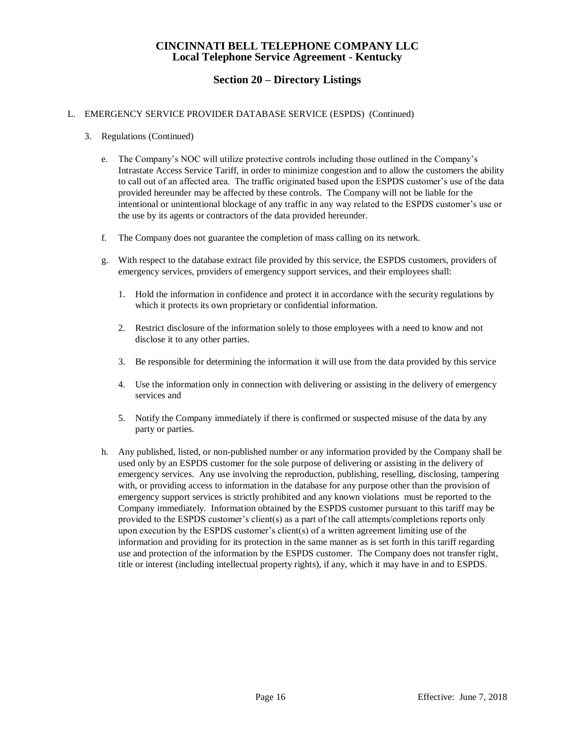# CINCINNATI BELL TELEPHONE COMPANY LLC
## Local Telephone Service Agreement - Kentucky

## Section 20 – Directory Listings

L. EMERGENCY SERVICE PROVIDER DATABASE SERVICE (ESPDS) (Continued)

3. Regulations (Continued)

   e. The Company's NOC will utilize protective controls including those outlined in the Company's Intrastate Access Service Tariff, in order to minimize congestion and to allow the customers the ability to call out of an affected area. The traffic originated based upon the ESPDS customer's use of the data provided hereunder may be affected by these controls. The Company will not be liable for the intentional or unintentional blockage of any traffic in any way related to the ESPDS customer's use or the use by its agents or contractors of the data provided hereunder.

   f. The Company does not guarantee the completion of mass calling on its network.

   g. With respect to the database extract file provided by this service, the ESPDS customers, providers of emergency services, providers of emergency support services, and their employees shall:

      1. Hold the information in confidence and protect it in accordance with the security regulations by which it protects its own proprietary or confidential information.

      2. Restrict disclosure of the information solely to those employees with a need to know and not disclose it to any other parties.

      3. Be responsible for determining the information it will use from the data provided by this service

      4. Use the information only in connection with delivering or assisting in the delivery of emergency services and

      5. Notify the Company immediately if there is confirmed or suspected misuse of the data by any party or parties.

   h. Any published, listed, or non-published number or any information provided by the Company shall be used only by an ESPDS customer for the sole purpose of delivering or assisting in the delivery of emergency services. Any use involving the reproduction, publishing, reselling, disclosing, tampering with, or providing access to information in the database for any purpose other than the provision of emergency support services is strictly prohibited and any known violations must be reported to the Company immediately. Information obtained by the ESPDS customer pursuant to this tariff may be provided to the ESPDS customer's client(s) as a part of the call attempts/completions reports only upon execution by the ESPDS customer's client(s) of a written agreement limiting use of the information and providing for its protection in the same manner as is set forth in this tariff regarding use and protection of the information by the ESPDS customer. The Company does not transfer right, title or interest (including intellectual property rights), if any, which it may have in and to ESPDS.

Effective: June 7, 2018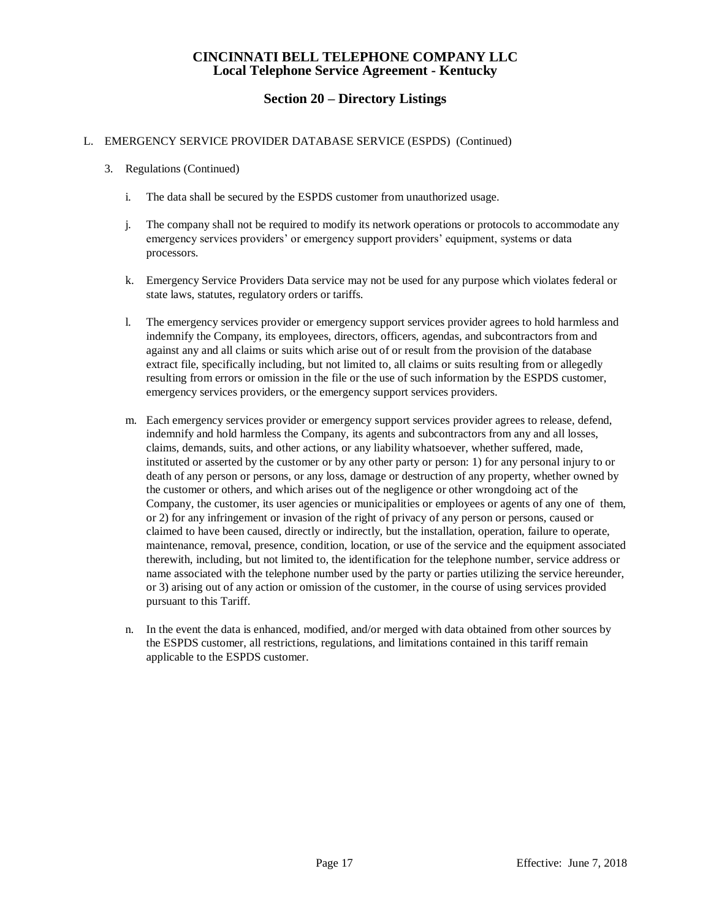# CINCINNATI BELL TELEPHONE COMPANY LLC
## Local Telephone Service Agreement - Kentucky

## Section 20 – Directory Listings

L. EMERGENCY SERVICE PROVIDER DATABASE SERVICE (ESPDS) (Continued)

3. Regulations (Continued)

   i. The data shall be secured by the ESPDS customer from unauthorized usage.

   j. The company shall not be required to modify its network operations or protocols to accommodate any emergency services providers' or emergency support providers' equipment, systems or data processors.

   k. Emergency Service Providers Data service may not be used for any purpose which violates federal or state laws, statutes, regulatory orders or tariffs.

   l. The emergency services provider or emergency support services provider agrees to hold harmless and indemnify the Company, its employees, directors, officers, agendas, and subcontractors from and against any and all claims or suits which arise out of or result from the provision of the database extract file, specifically including, but not limited to, all claims or suits resulting from or allegedly resulting from errors or omission in the file or the use of such information by the ESPDS customer, emergency services providers, or the emergency support services providers.

   m. Each emergency services provider or emergency support services provider agrees to release, defend, indemnify and hold harmless the Company, its agents and subcontractors from any and all losses, claims, demands, suits, and other actions, or any liability whatsoever, whether suffered, made, instituted or asserted by the customer or by any other party or person: 1) for any personal injury to or death of any person or persons, or any loss, damage or destruction of any property, whether owned by the customer or others, and which arises out of the negligence or other wrongdoing act of the Company, the customer, its user agencies or municipalities or employees or agents of any one of them, or 2) for any infringement or invasion of the right of privacy of any person or persons, caused or claimed to have been caused, directly or indirectly, but the installation, operation, failure to operate, maintenance, removal, presence, condition, location, or use of the service and the equipment associated therewith, including, but not limited to, the identification for the telephone number, service address or name associated with the telephone number used by the party or parties utilizing the service hereunder, or 3) arising out of any action or omission of the customer, in the course of using services provided pursuant to this Tariff.

   n. In the event the data is enhanced, modified, and/or merged with data obtained from other sources by the ESPDS customer, all restrictions, regulations, and limitations contained in this tariff remain applicable to the ESPDS customer.

Effective: June 7, 2018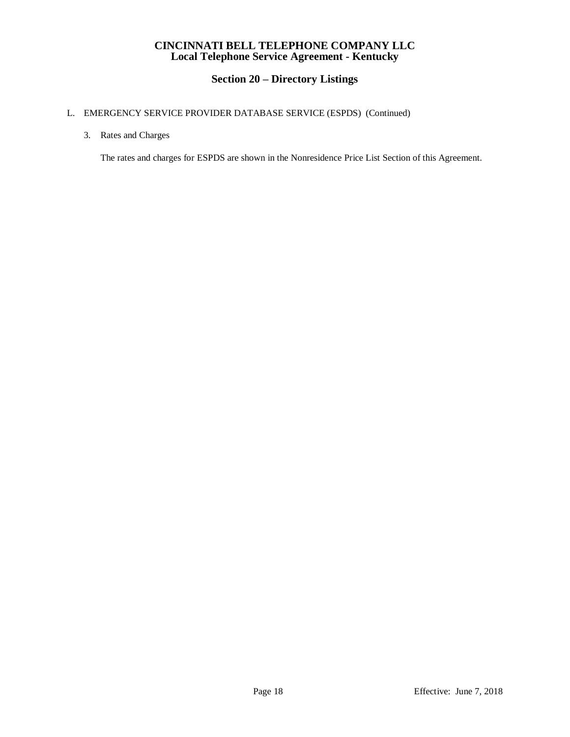# CINCINNATI BELL TELEPHONE COMPANY LLC
## Local Telephone Service Agreement - Kentucky

## Section 20 – Directory Listings

L. EMERGENCY SERVICE PROVIDER DATABASE SERVICE (ESPDS) (Continued)

3. Rates and Charges

   The rates and charges for ESPDS are shown in the Nonresidence Price List Section of this Agreement.

Effective: June 7, 2018